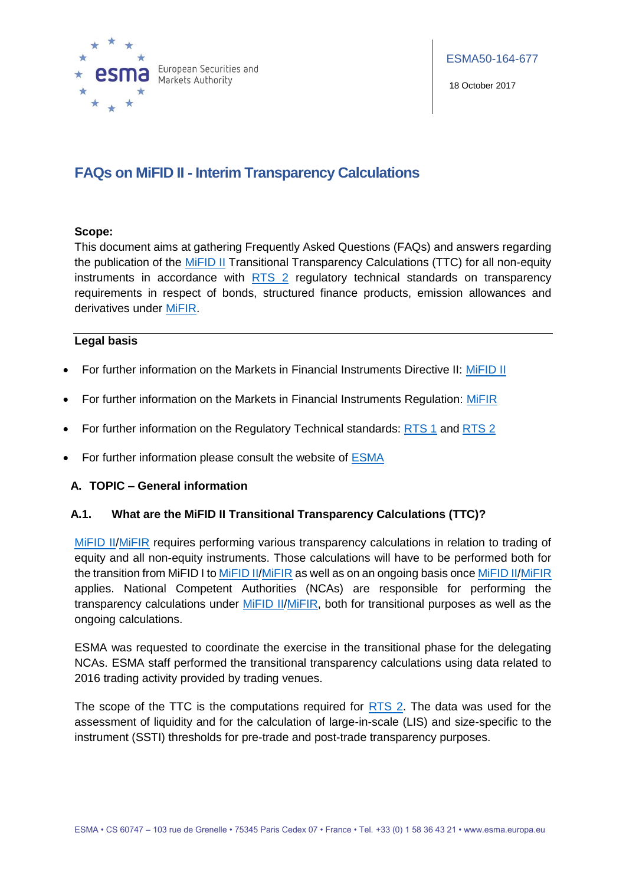ESMA50-164-677

18 October 2017

# FAQs on MiFID II - Interim Transparency Calculations

**Scope:**

This document aims at gathering Frequently Asked Questions (FAQs) and answers regarding the publication of the MiFID II Transitional Transparency Calculations (TTC) for all non-equity instruments in accordance with RTS 2 regulatory technical standards on transparency requirements in respect of bonds, structured finance products, emission allowances and derivatives under MiFIR.

**Legal basis**

- For further information on the Markets in Financial Instruments Directive II: MiFID II
- For further information on the Markets in Financial Instruments Regulation: MiFIR
- For further information on the Regulatory Technical standards: RTS 1 and RTS 2
- For further information please consult the website of ESMA

## A. TOPIC – General information

### A.1. What are the MiFID II Transitional Transparency Calculations (TTC)?

MiFID II/MiFIR requires performing various transparency calculations in relation to trading of equity and all non-equity instruments. Those calculations will have to be performed both for the transition from MiFID I to MiFID II/MiFIR as well as on an ongoing basis once MiFID II/MiFIR applies. National Competent Authorities (NCAs) are responsible for performing the transparency calculations under MiFID II/MiFIR, both for transitional purposes as well as the ongoing calculations.

ESMA was requested to coordinate the exercise in the transitional phase for the delegating NCAs. ESMA staff performed the transitional transparency calculations using data related to 2016 trading activity provided by trading venues.

The scope of the TTC is the computations required for RTS 2. The data was used for the assessment of liquidity and for the calculation of large-in-scale (LIS) and size-specific to the instrument (SSTI) thresholds for pre-trade and post-trade transparency purposes.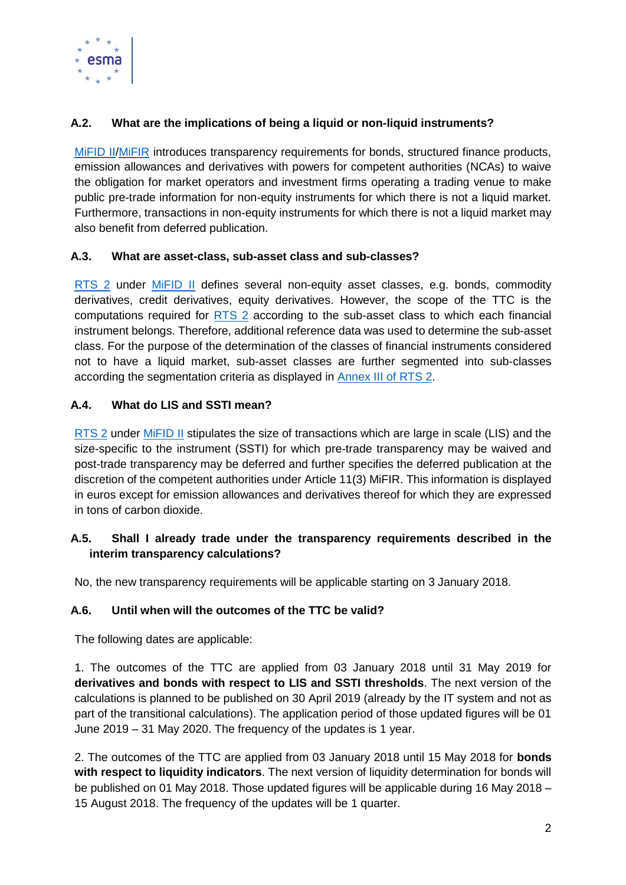### A.2. What are the implications of being a liquid or non-liquid instruments?

MiFID II/MiFIR introduces transparency requirements for bonds, structured finance products, emission allowances and derivatives with powers for competent authorities (NCAs) to waive the obligation for market operators and investment firms operating a trading venue to make public pre-trade information for non-equity instruments for which there is not a liquid market. Furthermore, transactions in non-equity instruments for which there is not a liquid market may also benefit from deferred publication.

### A.3. What are asset-class, sub-asset class and sub-classes?

RTS 2 under MiFID II defines several non-equity asset classes, e.g. bonds, commodity derivatives, credit derivatives, equity derivatives. However, the scope of the TTC is the computations required for RTS 2 according to the sub-asset class to which each financial instrument belongs. Therefore, additional reference data was used to determine the sub-asset class. For the purpose of the determination of the classes of financial instruments considered not to have a liquid market, sub-asset classes are further segmented into sub-classes according the segmentation criteria as displayed in Annex III of RTS 2.

### A.4. What do LIS and SSTI mean?

RTS 2 under MiFID II stipulates the size of transactions which are large in scale (LIS) and the size-specific to the instrument (SSTI) for which pre-trade transparency may be waived and post-trade transparency may be deferred and further specifies the deferred publication at the discretion of the competent authorities under Article 11(3) MiFIR. This information is displayed in euros except for emission allowances and derivatives thereof for which they are expressed in tons of carbon dioxide.

### A.5. Shall I already trade under the transparency requirements described in the interim transparency calculations?

No, the new transparency requirements will be applicable starting on 3 January 2018.

### A.6. Until when will the outcomes of the TTC be valid?

The following dates are applicable:

1. The outcomes of the TTC are applied from 03 January 2018 until 31 May 2019 for **derivatives and bonds with respect to LIS and SSTI thresholds**. The next version of the calculations is planned to be published on 30 April 2019 (already by the IT system and not as part of the transitional calculations). The application period of those updated figures will be 01 June 2019 – 31 May 2020. The frequency of the updates is 1 year.

2. The outcomes of the TTC are applied from 03 January 2018 until 15 May 2018 for **bonds with respect to liquidity indicators**. The next version of liquidity determination for bonds will be published on 01 May 2018. Those updated figures will be applicable during 16 May 2018 – 15 August 2018. The frequency of the updates will be 1 quarter.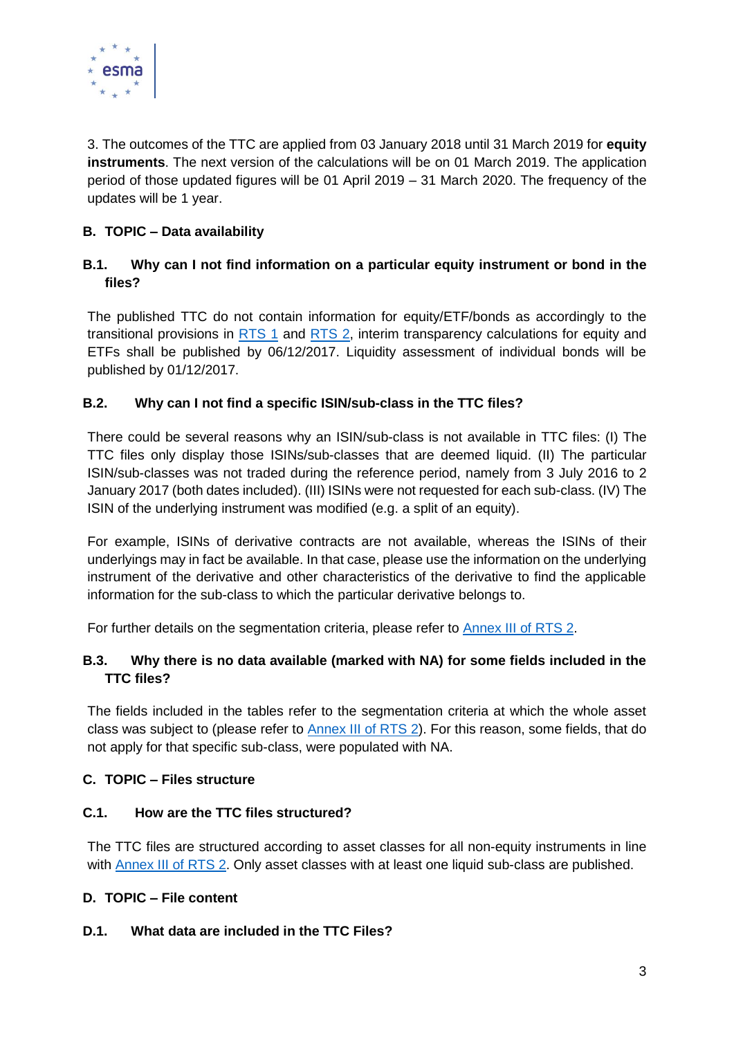3. The outcomes of the TTC are applied from 03 January 2018 until 31 March 2019 for **equity instruments**. The next version of the calculations will be on 01 March 2019. The application period of those updated figures will be 01 April 2019 – 31 March 2020. The frequency of the updates will be 1 year.

## B. TOPIC – Data availability

### B.1. Why can I not find information on a particular equity instrument or bond in the files?

The published TTC do not contain information for equity/ETF/bonds as accordingly to the transitional provisions in RTS 1 and RTS 2, interim transparency calculations for equity and ETFs shall be published by 06/12/2017. Liquidity assessment of individual bonds will be published by 01/12/2017.

### B.2. Why can I not find a specific ISIN/sub-class in the TTC files?

There could be several reasons why an ISIN/sub-class is not available in TTC files: (I) The TTC files only display those ISINs/sub-classes that are deemed liquid. (II) The particular ISIN/sub-classes was not traded during the reference period, namely from 3 July 2016 to 2 January 2017 (both dates included). (III) ISINs were not requested for each sub-class. (IV) The ISIN of the underlying instrument was modified (e.g. a split of an equity).

For example, ISINs of derivative contracts are not available, whereas the ISINs of their underlyings may in fact be available. In that case, please use the information on the underlying instrument of the derivative and other characteristics of the derivative to find the applicable information for the sub-class to which the particular derivative belongs to.

For further details on the segmentation criteria, please refer to Annex III of RTS 2.

### B.3. Why there is no data available (marked with NA) for some fields included in the TTC files?

The fields included in the tables refer to the segmentation criteria at which the whole asset class was subject to (please refer to Annex III of RTS 2). For this reason, some fields, that do not apply for that specific sub-class, were populated with NA.

## C. TOPIC – Files structure

### C.1. How are the TTC files structured?

The TTC files are structured according to asset classes for all non-equity instruments in line with Annex III of RTS 2. Only asset classes with at least one liquid sub-class are published.

## D. TOPIC – File content

### D.1. What data are included in the TTC Files?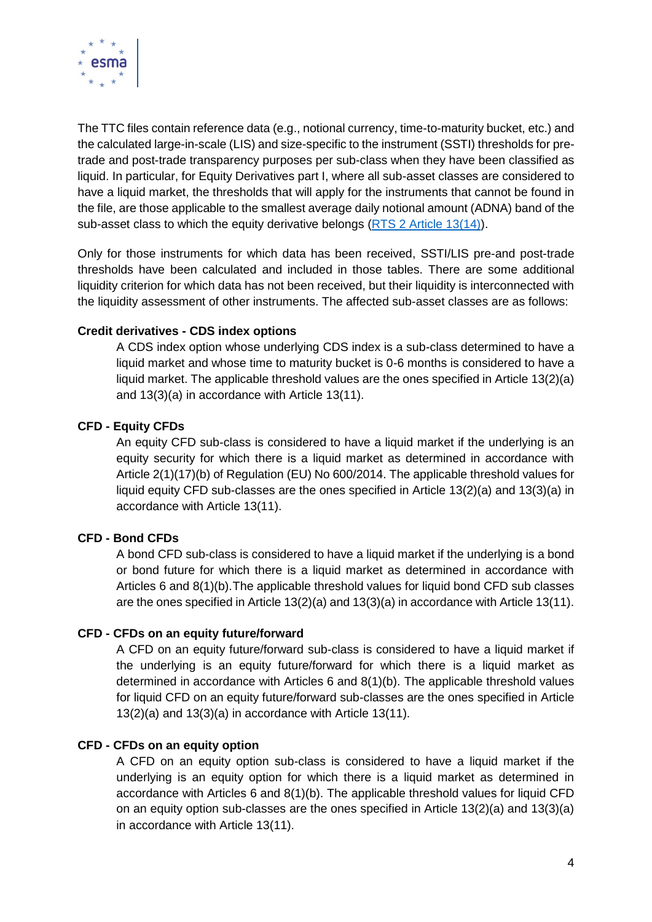The TTC files contain reference data (e.g., notional currency, time-to-maturity bucket, etc.) and the calculated large-in-scale (LIS) and size-specific to the instrument (SSTI) thresholds for pre-trade and post-trade transparency purposes per sub-class when they have been classified as liquid. In particular, for Equity Derivatives part I, where all sub-asset classes are considered to have a liquid market, the thresholds that will apply for the instruments that cannot be found in the file, are those applicable to the smallest average daily notional amount (ADNA) band of the sub-asset class to which the equity derivative belongs (RTS 2 Article 13(14)).

Only for those instruments for which data has been received, SSTI/LIS pre-and post-trade thresholds have been calculated and included in those tables. There are some additional liquidity criterion for which data has not been received, but their liquidity is interconnected with the liquidity assessment of other instruments. The affected sub-asset classes are as follows:

**Credit derivatives - CDS index options**

A CDS index option whose underlying CDS index is a sub-class determined to have a liquid market and whose time to maturity bucket is 0-6 months is considered to have a liquid market. The applicable threshold values are the ones specified in Article 13(2)(a) and 13(3)(a) in accordance with Article 13(11).

**CFD - Equity CFDs**

An equity CFD sub-class is considered to have a liquid market if the underlying is an equity security for which there is a liquid market as determined in accordance with Article 2(1)(17)(b) of Regulation (EU) No 600/2014. The applicable threshold values for liquid equity CFD sub-classes are the ones specified in Article 13(2)(a) and 13(3)(a) in accordance with Article 13(11).

**CFD - Bond CFDs**

A bond CFD sub-class is considered to have a liquid market if the underlying is a bond or bond future for which there is a liquid market as determined in accordance with Articles 6 and 8(1)(b).The applicable threshold values for liquid bond CFD sub classes are the ones specified in Article 13(2)(a) and 13(3)(a) in accordance with Article 13(11).

**CFD - CFDs on an equity future/forward**

A CFD on an equity future/forward sub-class is considered to have a liquid market if the underlying is an equity future/forward for which there is a liquid market as determined in accordance with Articles 6 and 8(1)(b). The applicable threshold values for liquid CFD on an equity future/forward sub-classes are the ones specified in Article 13(2)(a) and 13(3)(a) in accordance with Article 13(11).

**CFD - CFDs on an equity option**

A CFD on an equity option sub-class is considered to have a liquid market if the underlying is an equity option for which there is a liquid market as determined in accordance with Articles 6 and 8(1)(b). The applicable threshold values for liquid CFD on an equity option sub-classes are the ones specified in Article 13(2)(a) and 13(3)(a) in accordance with Article 13(11).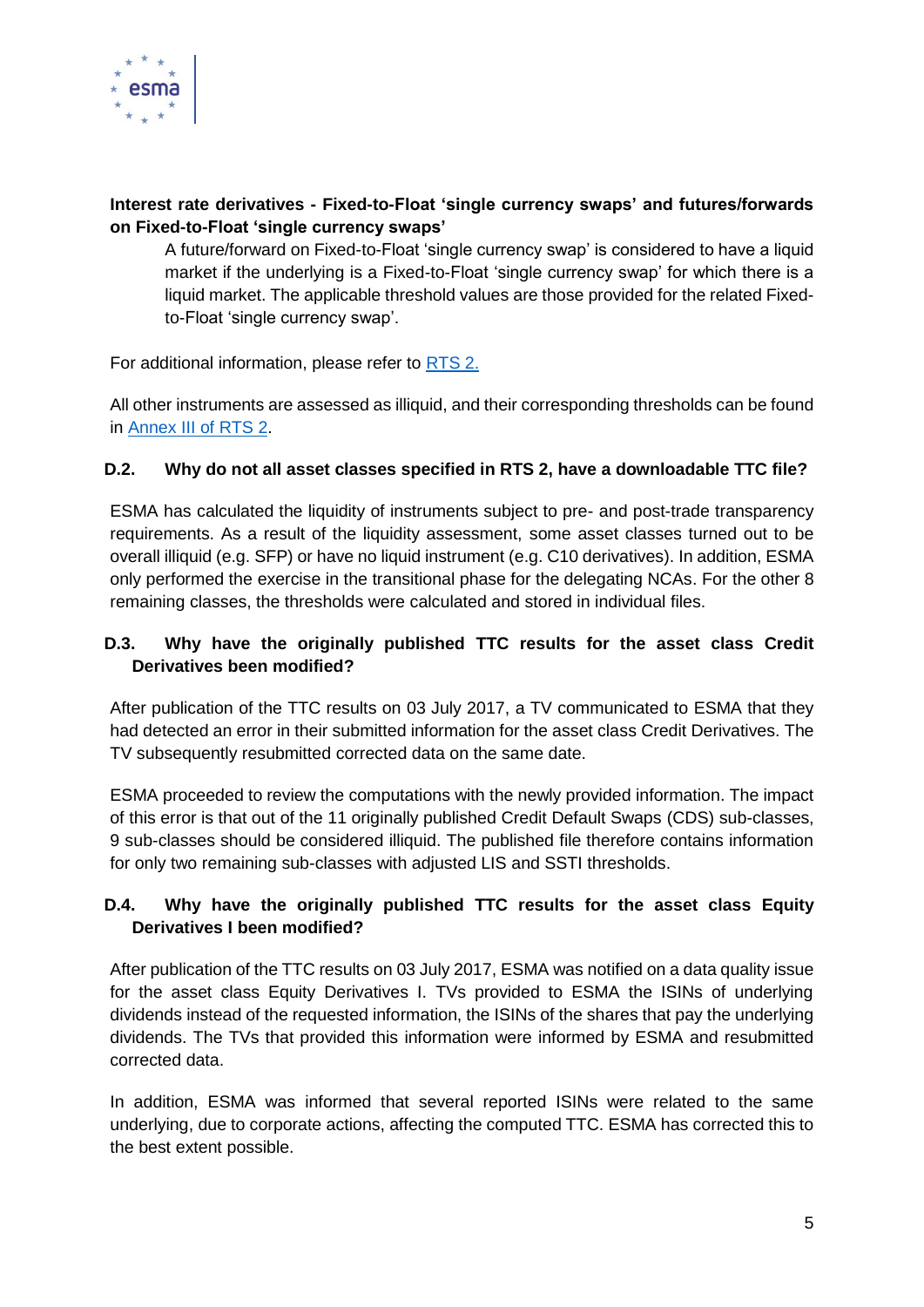**Interest rate derivatives - Fixed-to-Float 'single currency swaps' and futures/forwards on Fixed-to-Float 'single currency swaps'**

> A future/forward on Fixed-to-Float 'single currency swap' is considered to have a liquid market if the underlying is a Fixed-to-Float 'single currency swap' for which there is a liquid market. The applicable threshold values are those provided for the related Fixed-to-Float 'single currency swap'.

For additional information, please refer to [RTS 2.]()

All other instruments are assessed as illiquid, and their corresponding thresholds can be found in [Annex III of RTS 2]().

### D.2. Why do not all asset classes specified in RTS 2, have a downloadable TTC file?

ESMA has calculated the liquidity of instruments subject to pre- and post-trade transparency requirements. As a result of the liquidity assessment, some asset classes turned out to be overall illiquid (e.g. SFP) or have no liquid instrument (e.g. C10 derivatives). In addition, ESMA only performed the exercise in the transitional phase for the delegating NCAs. For the other 8 remaining classes, the thresholds were calculated and stored in individual files.

### D.3. Why have the originally published TTC results for the asset class Credit Derivatives been modified?

After publication of the TTC results on 03 July 2017, a TV communicated to ESMA that they had detected an error in their submitted information for the asset class Credit Derivatives. The TV subsequently resubmitted corrected data on the same date.

ESMA proceeded to review the computations with the newly provided information. The impact of this error is that out of the 11 originally published Credit Default Swaps (CDS) sub-classes, 9 sub-classes should be considered illiquid. The published file therefore contains information for only two remaining sub-classes with adjusted LIS and SSTI thresholds.

### D.4. Why have the originally published TTC results for the asset class Equity Derivatives I been modified?

After publication of the TTC results on 03 July 2017, ESMA was notified on a data quality issue for the asset class Equity Derivatives I. TVs provided to ESMA the ISINs of underlying dividends instead of the requested information, the ISINs of the shares that pay the underlying dividends. The TVs that provided this information were informed by ESMA and resubmitted corrected data.

In addition, ESMA was informed that several reported ISINs were related to the same underlying, due to corporate actions, affecting the computed TTC. ESMA has corrected this to the best extent possible.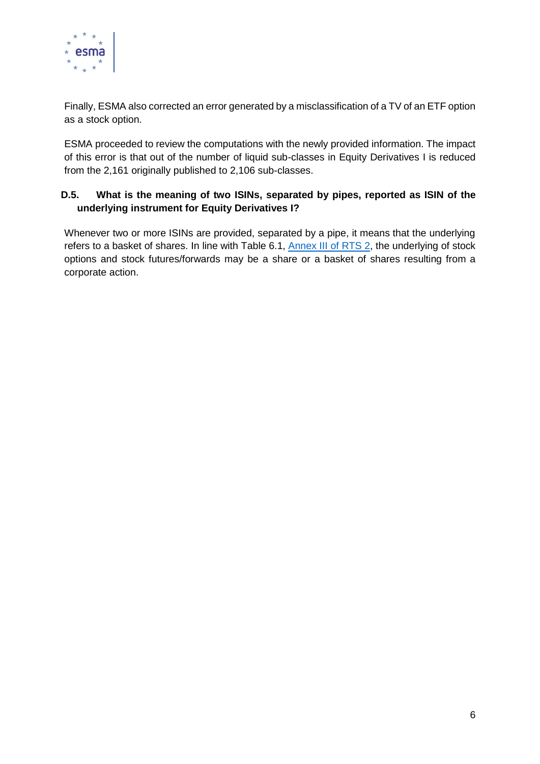Finally, ESMA also corrected an error generated by a misclassification of a TV of an ETF option as a stock option.

ESMA proceeded to review the computations with the newly provided information. The impact of this error is that out of the number of liquid sub-classes in Equity Derivatives I is reduced from the 2,161 originally published to 2,106 sub-classes.

### D.5. What is the meaning of two ISINs, separated by pipes, reported as ISIN of the underlying instrument for Equity Derivatives I?

Whenever two or more ISINs are provided, separated by a pipe, it means that the underlying refers to a basket of shares. In line with Table 6.1, Annex III of RTS 2, the underlying of stock options and stock futures/forwards may be a share or a basket of shares resulting from a corporate action.